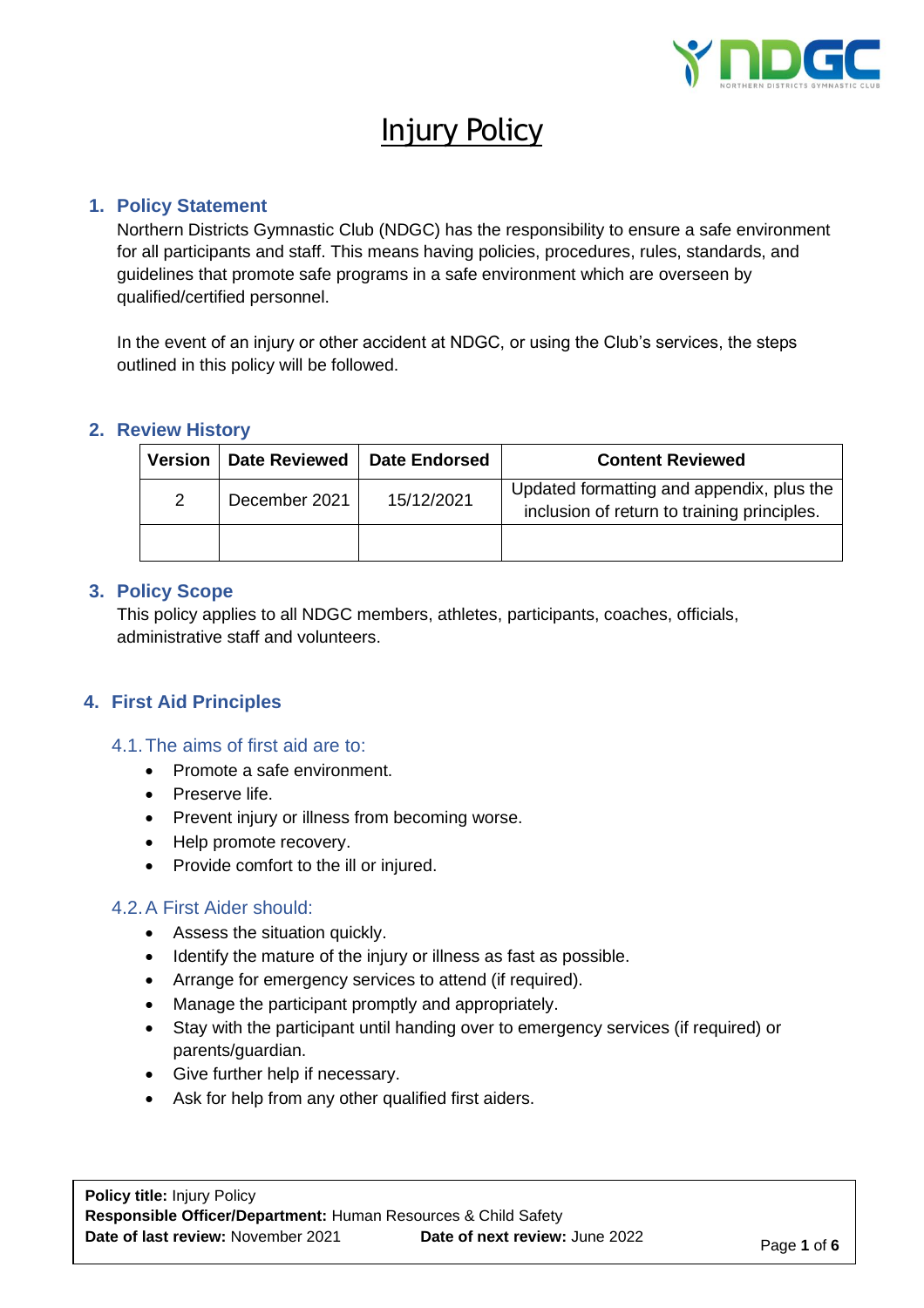# Injury Policy

## 1. Policy Statement

Northern Districts Gymnastic Club (NDGC) has the responsibility to ensure a safe environment for all participants and staff. This means having policies, procedures, rules, standards, and guidelines that promote safe programs in a safe environment which are overseen by qualified/certified personnel.

In the event of an injury or other accident at NDGC, or using the Club's services, the steps outlined in this policy will be followed.

## 2. Review History

| Version | Date Reviewed | Date Endorsed | Content Reviewed |
|---|---|---|---|
| 2 | December 2021 | 15/12/2021 | Updated formatting and appendix, plus the inclusion of return to training principles. |
| | | | |

## 3. Policy Scope

This policy applies to all NDGC members, athletes, participants, coaches, officials, administrative staff and volunteers.

## 4. First Aid Principles

### 4.1. The aims of first aid are to:

- Promote a safe environment.
- Preserve life.
- Prevent injury or illness from becoming worse.
- Help promote recovery.
- Provide comfort to the ill or injured.

### 4.2. A First Aider should:

- Assess the situation quickly.
- Identify the mature of the injury or illness as fast as possible.
- Arrange for emergency services to attend (if required).
- Manage the participant promptly and appropriately.
- Stay with the participant until handing over to emergency services (if required) or parents/guardian.
- Give further help if necessary.
- Ask for help from any other qualified first aiders.

**Policy title:** Injury Policy
**Responsible Officer/Department:** Human Resources & Child Safety
**Date of last review:** November 2021 **Date of next review:** June 2022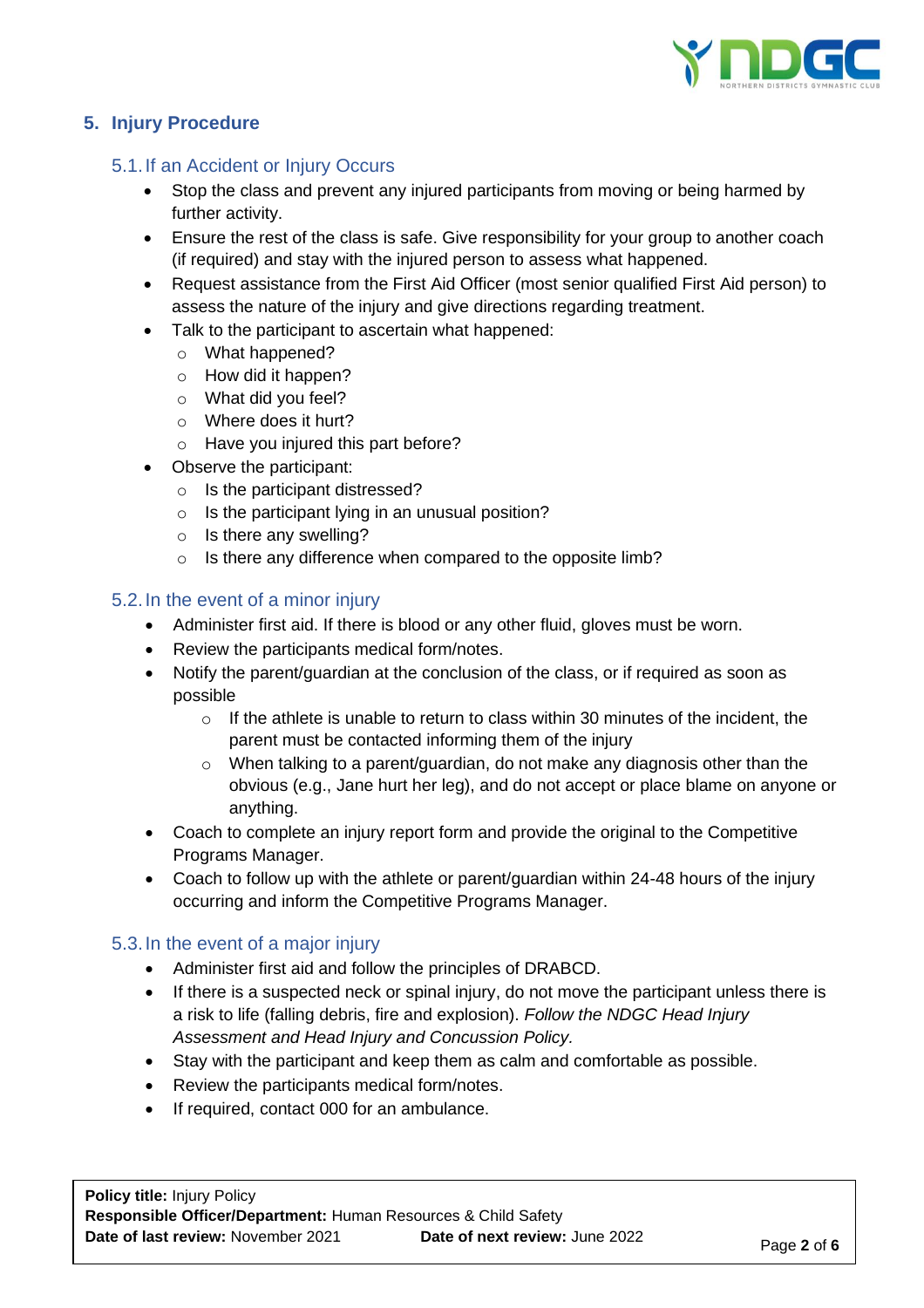## 5. Injury Procedure

### 5.1. If an Accident or Injury Occurs

- Stop the class and prevent any injured participants from moving or being harmed by further activity.
- Ensure the rest of the class is safe. Give responsibility for your group to another coach (if required) and stay with the injured person to assess what happened.
- Request assistance from the First Aid Officer (most senior qualified First Aid person) to assess the nature of the injury and give directions regarding treatment.
- Talk to the participant to ascertain what happened:
  - What happened?
  - How did it happen?
  - What did you feel?
  - Where does it hurt?
  - Have you injured this part before?
- Observe the participant:
  - Is the participant distressed?
  - Is the participant lying in an unusual position?
  - Is there any swelling?
  - Is there any difference when compared to the opposite limb?

### 5.2. In the event of a minor injury

- Administer first aid. If there is blood or any other fluid, gloves must be worn.
- Review the participants medical form/notes.
- Notify the parent/guardian at the conclusion of the class, or if required as soon as possible
  - If the athlete is unable to return to class within 30 minutes of the incident, the parent must be contacted informing them of the injury
  - When talking to a parent/guardian, do not make any diagnosis other than the obvious (e.g., Jane hurt her leg), and do not accept or place blame on anyone or anything.
- Coach to complete an injury report form and provide the original to the Competitive Programs Manager.
- Coach to follow up with the athlete or parent/guardian within 24-48 hours of the injury occurring and inform the Competitive Programs Manager.

### 5.3. In the event of a major injury

- Administer first aid and follow the principles of DRABCD.
- If there is a suspected neck or spinal injury, do not move the participant unless there is a risk to life (falling debris, fire and explosion). *Follow the NDGC Head Injury Assessment and Head Injury and Concussion Policy.*
- Stay with the participant and keep them as calm and comfortable as possible.
- Review the participants medical form/notes.
- If required, contact 000 for an ambulance.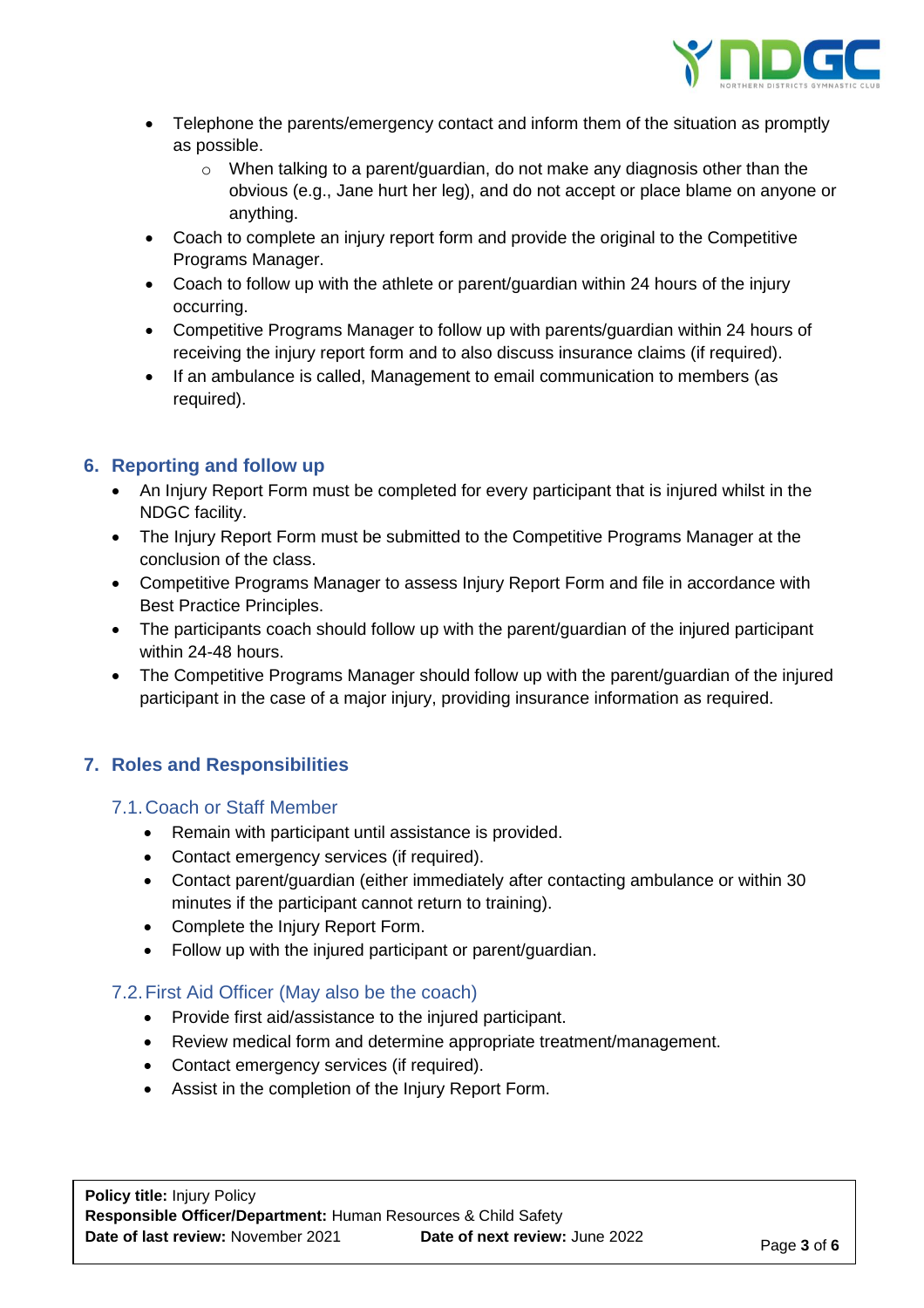- Telephone the parents/emergency contact and inform them of the situation as promptly as possible.
    - When talking to a parent/guardian, do not make any diagnosis other than the obvious (e.g., Jane hurt her leg), and do not accept or place blame on anyone or anything.
- Coach to complete an injury report form and provide the original to the Competitive Programs Manager.
- Coach to follow up with the athlete or parent/guardian within 24 hours of the injury occurring.
- Competitive Programs Manager to follow up with parents/guardian within 24 hours of receiving the injury report form and to also discuss insurance claims (if required).
- If an ambulance is called, Management to email communication to members (as required).

## 6. Reporting and follow up

- An Injury Report Form must be completed for every participant that is injured whilst in the NDGC facility.
- The Injury Report Form must be submitted to the Competitive Programs Manager at the conclusion of the class.
- Competitive Programs Manager to assess Injury Report Form and file in accordance with Best Practice Principles.
- The participants coach should follow up with the parent/guardian of the injured participant within 24-48 hours.
- The Competitive Programs Manager should follow up with the parent/guardian of the injured participant in the case of a major injury, providing insurance information as required.

## 7. Roles and Responsibilities

### 7.1. Coach or Staff Member

- Remain with participant until assistance is provided.
- Contact emergency services (if required).
- Contact parent/guardian (either immediately after contacting ambulance or within 30 minutes if the participant cannot return to training).
- Complete the Injury Report Form.
- Follow up with the injured participant or parent/guardian.

### 7.2. First Aid Officer (May also be the coach)

- Provide first aid/assistance to the injured participant.
- Review medical form and determine appropriate treatment/management.
- Contact emergency services (if required).
- Assist in the completion of the Injury Report Form.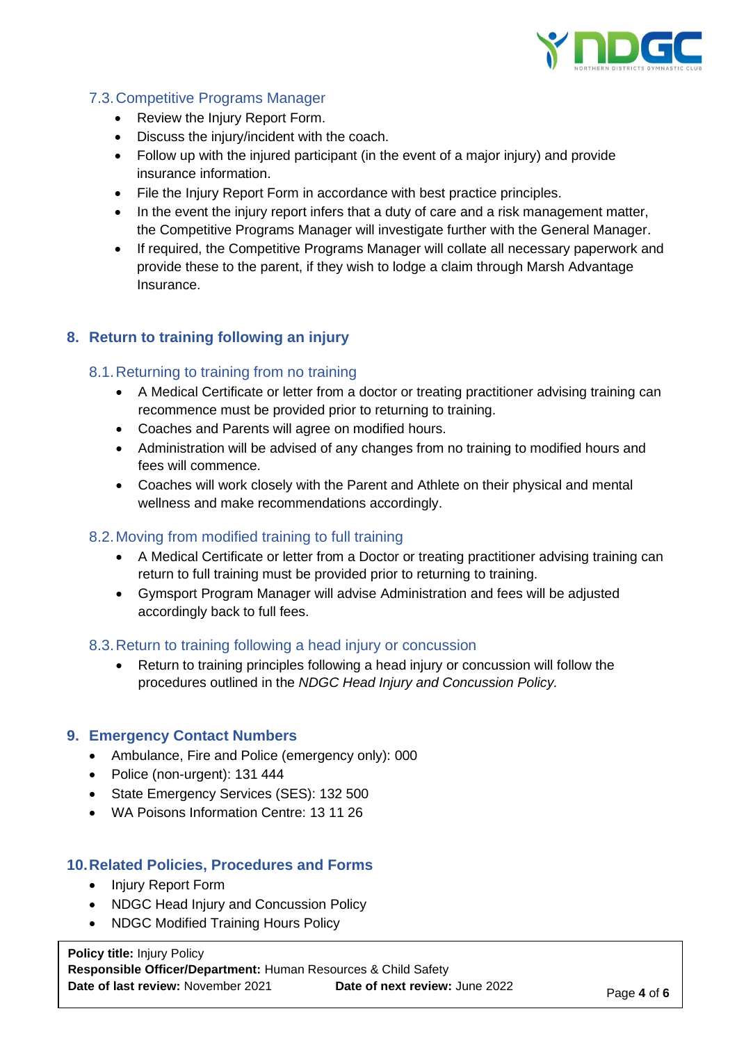### 7.3. Competitive Programs Manager

- Review the Injury Report Form.
- Discuss the injury/incident with the coach.
- Follow up with the injured participant (in the event of a major injury) and provide insurance information.
- File the Injury Report Form in accordance with best practice principles.
- In the event the injury report infers that a duty of care and a risk management matter, the Competitive Programs Manager will investigate further with the General Manager.
- If required, the Competitive Programs Manager will collate all necessary paperwork and provide these to the parent, if they wish to lodge a claim through Marsh Advantage Insurance.

## 8. Return to training following an injury

### 8.1. Returning to training from no training

- A Medical Certificate or letter from a doctor or treating practitioner advising training can recommence must be provided prior to returning to training.
- Coaches and Parents will agree on modified hours.
- Administration will be advised of any changes from no training to modified hours and fees will commence.
- Coaches will work closely with the Parent and Athlete on their physical and mental wellness and make recommendations accordingly.

### 8.2. Moving from modified training to full training

- A Medical Certificate or letter from a Doctor or treating practitioner advising training can return to full training must be provided prior to returning to training.
- Gymsport Program Manager will advise Administration and fees will be adjusted accordingly back to full fees.

### 8.3. Return to training following a head injury or concussion

- Return to training principles following a head injury or concussion will follow the procedures outlined in the *NDGC Head Injury and Concussion Policy.*

## 9. Emergency Contact Numbers

- Ambulance, Fire and Police (emergency only): 000
- Police (non-urgent): 131 444
- State Emergency Services (SES): 132 500
- WA Poisons Information Centre: 13 11 26

## 10. Related Policies, Procedures and Forms

- Injury Report Form
- NDGC Head Injury and Concussion Policy
- NDGC Modified Training Hours Policy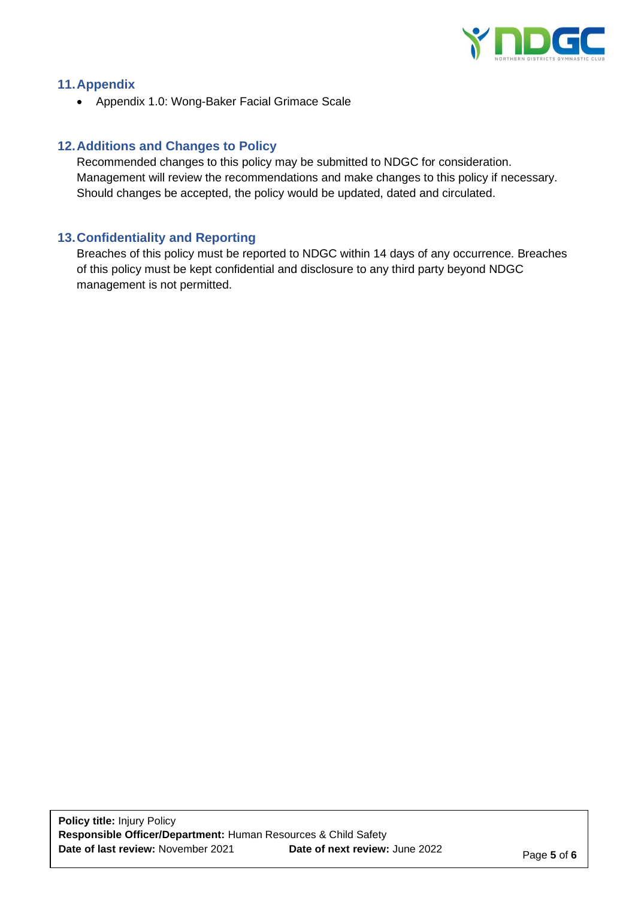## 11. Appendix

- Appendix 1.0: Wong-Baker Facial Grimace Scale

## 12. Additions and Changes to Policy

Recommended changes to this policy may be submitted to NDGC for consideration. Management will review the recommendations and make changes to this policy if necessary. Should changes be accepted, the policy would be updated, dated and circulated.

## 13. Confidentiality and Reporting

Breaches of this policy must be reported to NDGC within 14 days of any occurrence. Breaches of this policy must be kept confidential and disclosure to any third party beyond NDGC management is not permitted.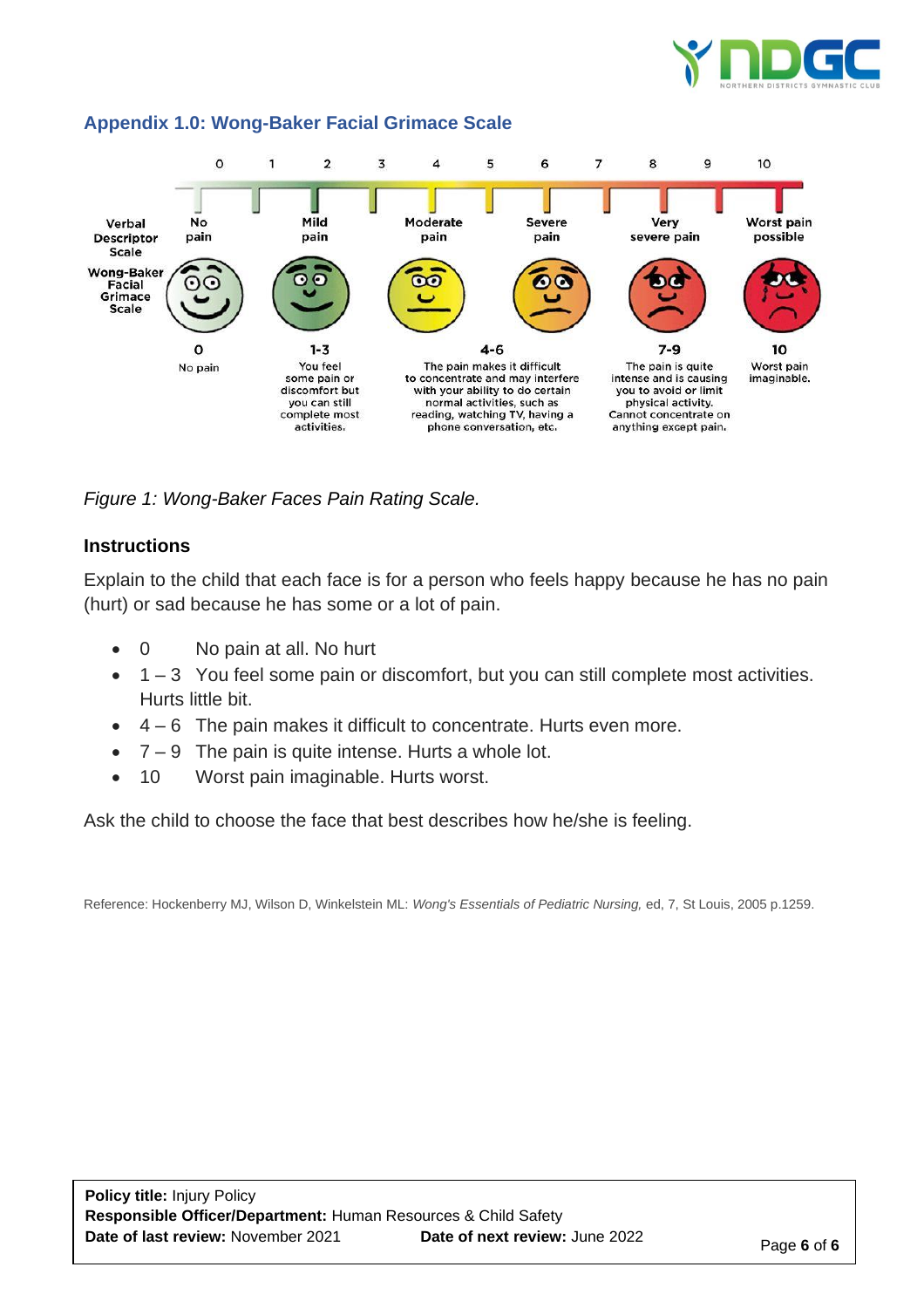## Appendix 1.0: Wong-Baker Facial Grimace Scale

0 1 2 3 4 5 6 7 8 9 10

Verbal Descriptor Scale

No pain

Mild pain

Moderate pain

Severe pain

Very severe pain

Worst pain possible

Wong-Baker Facial Grimace Scale

0
No pain

1-3
You feel some pain or discomfort but you can still complete most activities.

4-6
The pain makes it difficult to concentrate and may interfere with your ability to do certain normal activities, such as reading, watching TV, having a phone conversation, etc.

7-9
The pain is quite intense and is causing you to avoid or limit physical activity. Cannot concentrate on anything except pain.

10
Worst pain imaginable.

*Figure 1: Wong-Baker Faces Pain Rating Scale.*

### Instructions

Explain to the child that each face is for a person who feels happy because he has no pain (hurt) or sad because he has some or a lot of pain.

- 0 No pain at all. No hurt
- 1 – 3 You feel some pain or discomfort, but you can still complete most activities. Hurts little bit.
- 4 – 6 The pain makes it difficult to concentrate. Hurts even more.
- 7 – 9 The pain is quite intense. Hurts a whole lot.
- 10 Worst pain imaginable. Hurts worst.

Ask the child to choose the face that best describes how he/she is feeling.

Reference: Hockenberry MJ, Wilson D, Winkelstein ML: *Wong's Essentials of Pediatric Nursing,* ed, 7, St Louis, 2005 p.1259.